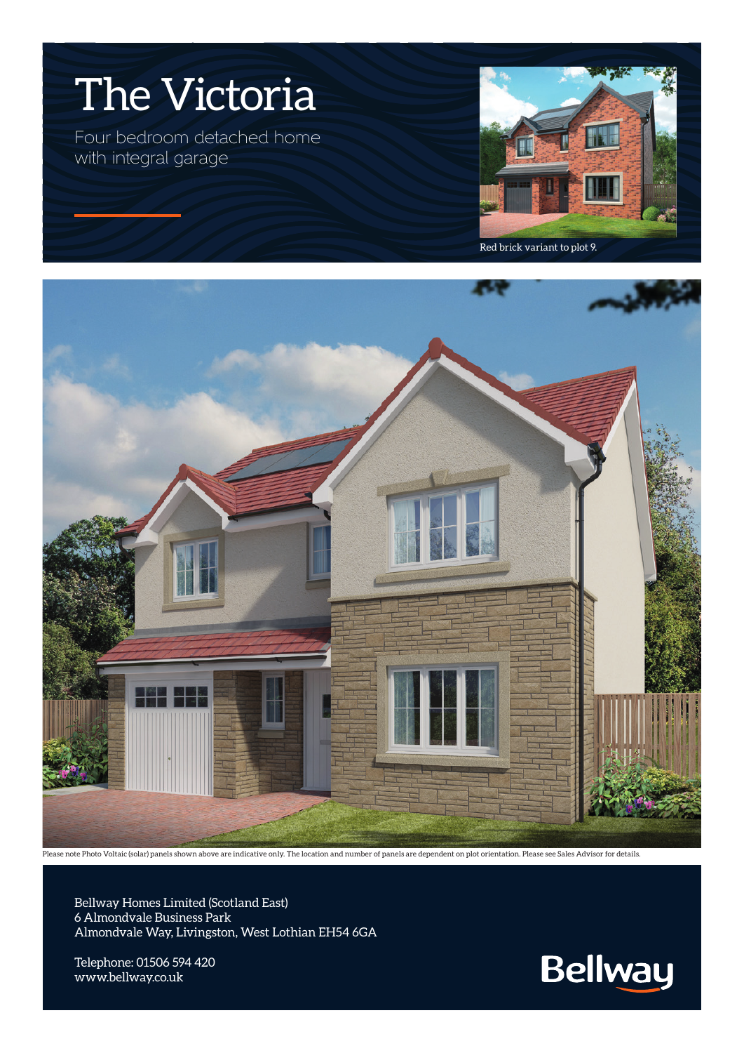# The Victoria

Four bedroom detached home with integral garage

Red brick variant to plot 9.

Please note Photo Voltaic (solar) panels shown above are indicative only. The location and number of panels are dependent on plot orientation. Please see Sales Advisor for details.

Bellway Homes Limited (Scotland East)
6 Almondvale Business Park
Almondvale Way, Livingston, West Lothian EH54 6GA

Telephone: 01506 594 420
www.bellway.co.uk

Bellway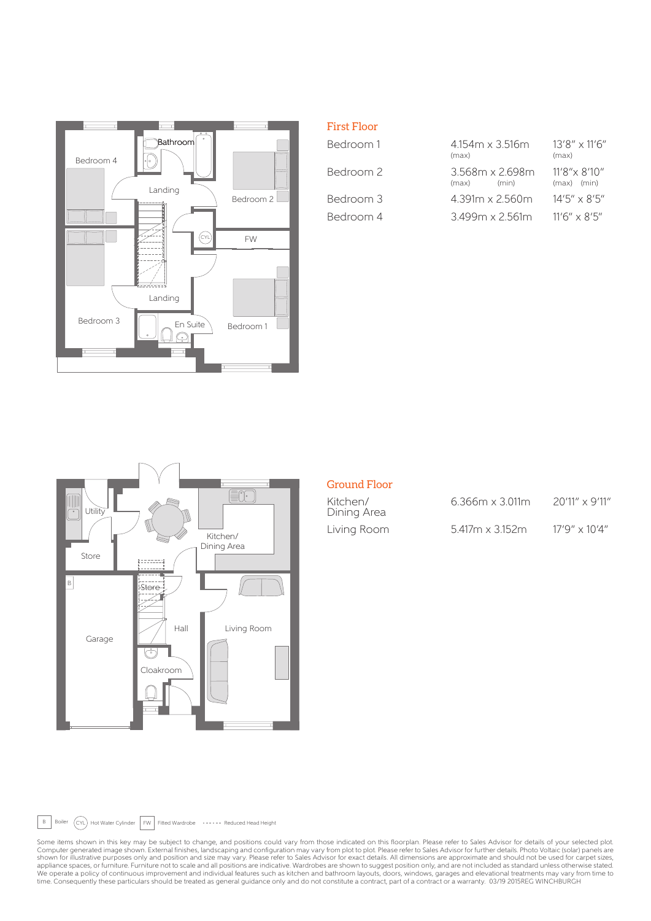## First Floor

| | | |
|---|---|---|
| Bedroom 1 | 4.154m x 3.516m (max) | 13'8" x 11'6" (max) |
| Bedroom 2 | 3.568m x 2.698m (max) (min) | 11'8"x 8'10" (max) (min) |
| Bedroom 3 | 4.391m x 2.560m | 14'5" x 8'5" |
| Bedroom 4 | 3.499m x 2.561m | 11'6" x 8'5" |

## Ground Floor

| | | |
|---|---|---|
| Kitchen/ Dining Area | 6.366m x 3.011m | 20'11" x 9'11" |
| Living Room | 5.417m x 3.152m | 17'9" x 10'4" |

B Boiler CYL Hot Water Cylinder FW Fitted Wardrobe ------ Reduced Head Height

Some items shown in this key may be subject to change, and positions could vary from those indicated on this floorplan. Please refer to Sales Advisor for details of your selected plot. Computer generated image shown. External finishes, landscaping and configuration may vary from plot to plot. Please refer to Sales Advisor for further details. Photo Voltaic (solar) panels are shown for illustrative purposes only and position and size may vary. Please refer to Sales Advisor for exact details. All dimensions are approximate and should not be used for carpet sizes, appliance spaces, or furniture. Furniture not to scale and all positions are indicative. Wardrobes are shown to suggest position only, and are not included as standard unless otherwise stated. We operate a policy of continuous improvement and individual features such as kitchen and bathroom layouts, doors, windows, garages and elevational treatments may vary from time to time. Consequently these particulars should be treated as general guidance only and do not constitute a contract, part of a contract or a warranty. 03/19 2015REG WINCHBURGH